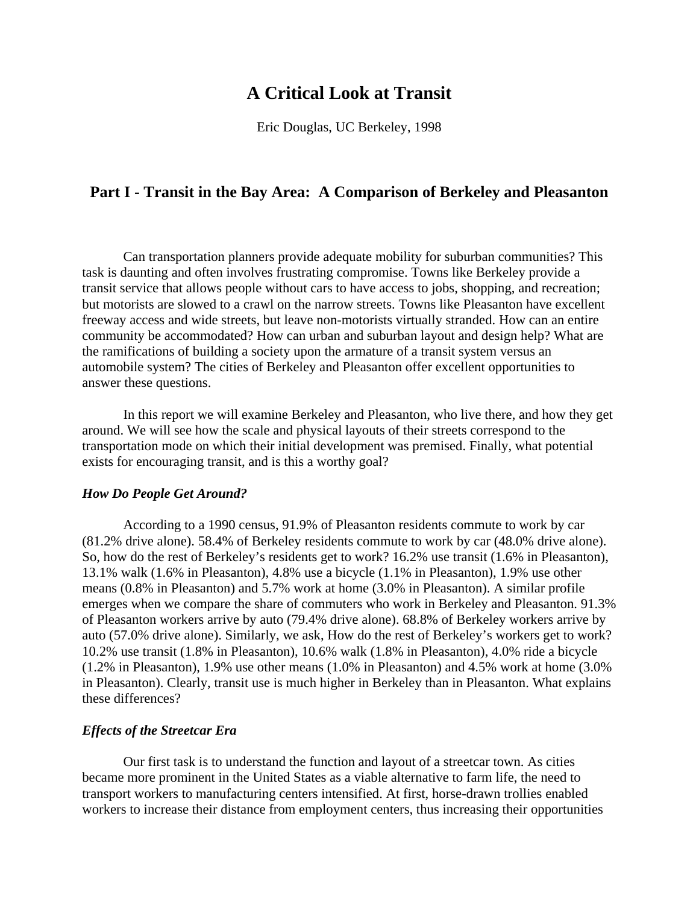# A Critical Look at Transit

Eric Douglas, UC Berkeley, 1998

## Part I - Transit in the Bay Area: A Comparison of Berkeley and Pleasanton

Can transportation planners provide adequate mobility for suburban communities? This task is daunting and often involves frustrating compromise. Towns like Berkeley provide a transit service that allows people without cars to have access to jobs, shopping, and recreation; but motorists are slowed to a crawl on the narrow streets. Towns like Pleasanton have excellent freeway access and wide streets, but leave non-motorists virtually stranded. How can an entire community be accommodated? How can urban and suburban layout and design help? What are the ramifications of building a society upon the armature of a transit system versus an automobile system? The cities of Berkeley and Pleasanton offer excellent opportunities to answer these questions.

In this report we will examine Berkeley and Pleasanton, who live there, and how they get around. We will see how the scale and physical layouts of their streets correspond to the transportation mode on which their initial development was premised. Finally, what potential exists for encouraging transit, and is this a worthy goal?

### *How Do People Get Around?*

According to a 1990 census, 91.9% of Pleasanton residents commute to work by car (81.2% drive alone). 58.4% of Berkeley residents commute to work by car (48.0% drive alone). So, how do the rest of Berkeley's residents get to work? 16.2% use transit (1.6% in Pleasanton), 13.1% walk (1.6% in Pleasanton), 4.8% use a bicycle (1.1% in Pleasanton), 1.9% use other means (0.8% in Pleasanton) and 5.7% work at home (3.0% in Pleasanton). A similar profile emerges when we compare the share of commuters who work in Berkeley and Pleasanton. 91.3% of Pleasanton workers arrive by auto (79.4% drive alone). 68.8% of Berkeley workers arrive by auto (57.0% drive alone). Similarly, we ask, How do the rest of Berkeley's workers get to work? 10.2% use transit (1.8% in Pleasanton), 10.6% walk (1.8% in Pleasanton), 4.0% ride a bicycle (1.2% in Pleasanton), 1.9% use other means (1.0% in Pleasanton) and 4.5% work at home (3.0% in Pleasanton). Clearly, transit use is much higher in Berkeley than in Pleasanton. What explains these differences?

### *Effects of the Streetcar Era*

Our first task is to understand the function and layout of a streetcar town. As cities became more prominent in the United States as a viable alternative to farm life, the need to transport workers to manufacturing centers intensified. At first, horse-drawn trollies enabled workers to increase their distance from employment centers, thus increasing their opportunities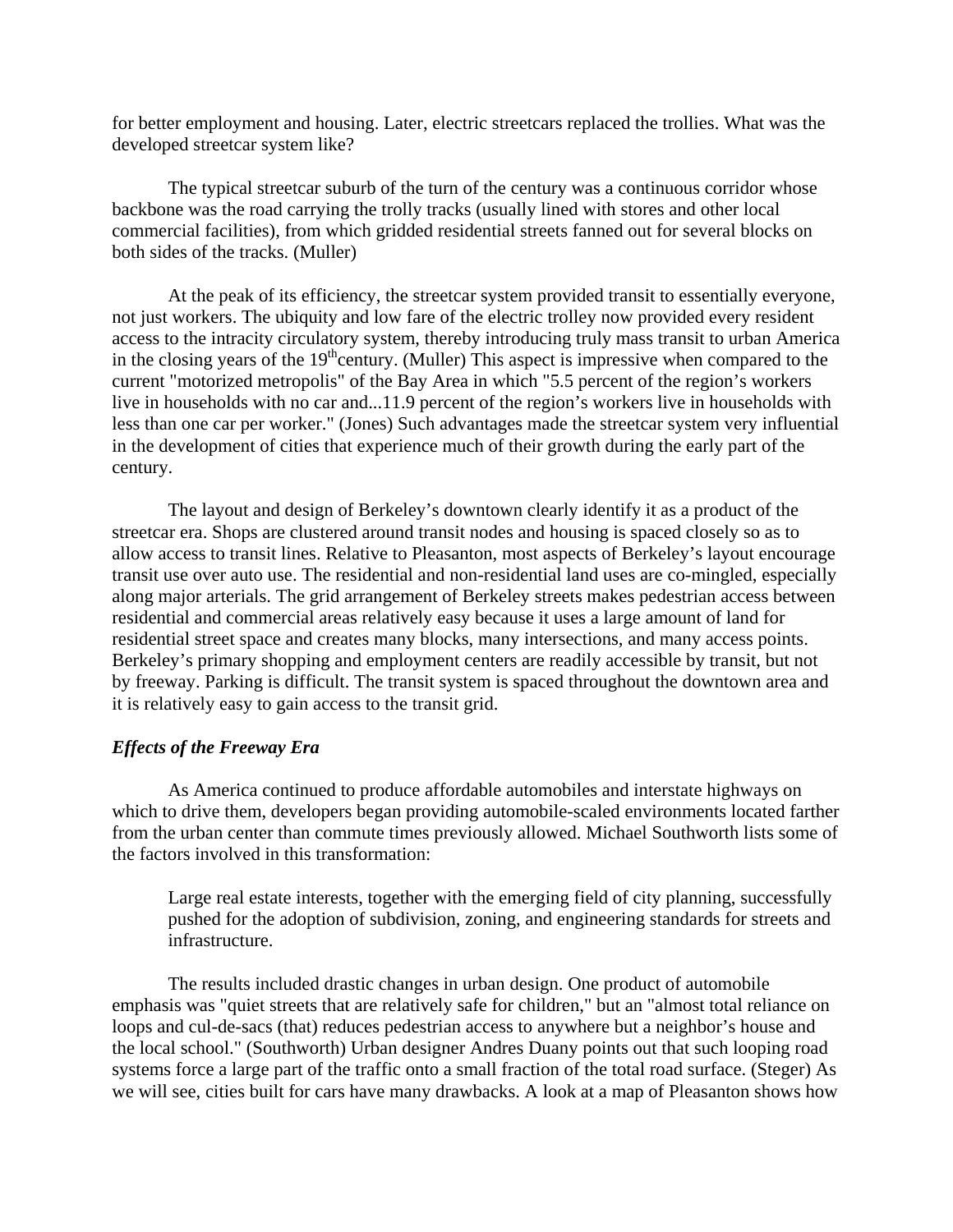for better employment and housing. Later, electric streetcars replaced the trollies. What was the developed streetcar system like?

> The typical streetcar suburb of the turn of the century was a continuous corridor whose backbone was the road carrying the trolly tracks (usually lined with stores and other local commercial facilities), from which gridded residential streets fanned out for several blocks on both sides of the tracks. (Muller)

At the peak of its efficiency, the streetcar system provided transit to essentially everyone, not just workers. The ubiquity and low fare of the electric trolley now provided every resident access to the intracity circulatory system, thereby introducing truly mass transit to urban America in the closing years of the 19th century. (Muller) This aspect is impressive when compared to the current "motorized metropolis" of the Bay Area in which "5.5 percent of the region's workers live in households with no car and...11.9 percent of the region's workers live in households with less than one car per worker." (Jones) Such advantages made the streetcar system very influential in the development of cities that experience much of their growth during the early part of the century.

The layout and design of Berkeley's downtown clearly identify it as a product of the streetcar era. Shops are clustered around transit nodes and housing is spaced closely so as to allow access to transit lines. Relative to Pleasanton, most aspects of Berkeley's layout encourage transit use over auto use. The residential and non-residential land uses are co-mingled, especially along major arterials. The grid arrangement of Berkeley streets makes pedestrian access between residential and commercial areas relatively easy because it uses a large amount of land for residential street space and creates many blocks, many intersections, and many access points. Berkeley's primary shopping and employment centers are readily accessible by transit, but not by freeway. Parking is difficult. The transit system is spaced throughout the downtown area and it is relatively easy to gain access to the transit grid.

### *Effects of the Freeway Era*

As America continued to produce affordable automobiles and interstate highways on which to drive them, developers began providing automobile-scaled environments located farther from the urban center than commute times previously allowed. Michael Southworth lists some of the factors involved in this transformation:

> Large real estate interests, together with the emerging field of city planning, successfully pushed for the adoption of subdivision, zoning, and engineering standards for streets and infrastructure.

The results included drastic changes in urban design. One product of automobile emphasis was "quiet streets that are relatively safe for children," but an "almost total reliance on loops and cul-de-sacs (that) reduces pedestrian access to anywhere but a neighbor's house and the local school." (Southworth) Urban designer Andres Duany points out that such looping road systems force a large part of the traffic onto a small fraction of the total road surface. (Steger) As we will see, cities built for cars have many drawbacks. A look at a map of Pleasanton shows how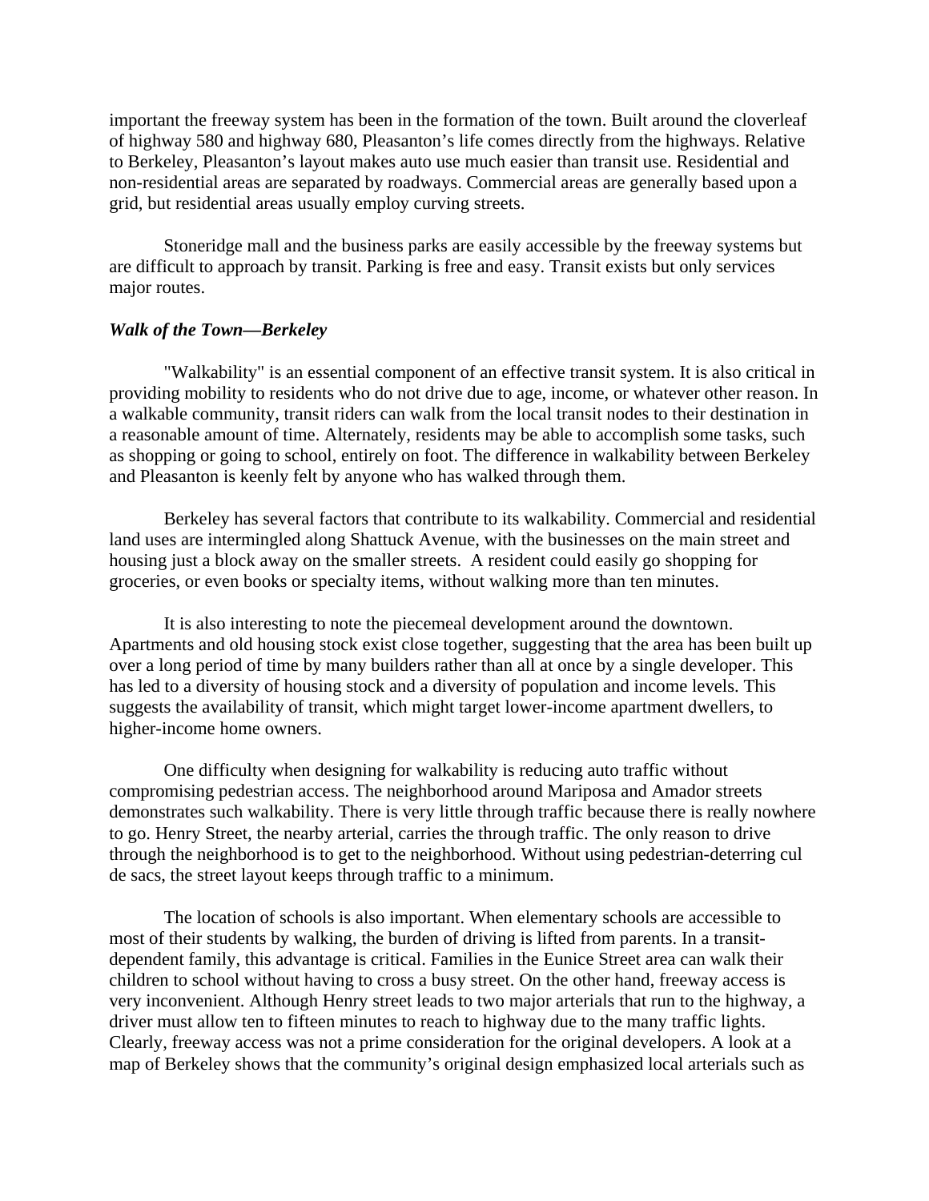important the freeway system has been in the formation of the town. Built around the cloverleaf of highway 580 and highway 680, Pleasanton's life comes directly from the highways. Relative to Berkeley, Pleasanton's layout makes auto use much easier than transit use. Residential and non-residential areas are separated by roadways. Commercial areas are generally based upon a grid, but residential areas usually employ curving streets.

Stoneridge mall and the business parks are easily accessible by the freeway systems but are difficult to approach by transit. Parking is free and easy. Transit exists but only services major routes.

### *Walk of the Town—Berkeley*

"Walkability" is an essential component of an effective transit system. It is also critical in providing mobility to residents who do not drive due to age, income, or whatever other reason. In a walkable community, transit riders can walk from the local transit nodes to their destination in a reasonable amount of time. Alternately, residents may be able to accomplish some tasks, such as shopping or going to school, entirely on foot. The difference in walkability between Berkeley and Pleasanton is keenly felt by anyone who has walked through them.

Berkeley has several factors that contribute to its walkability. Commercial and residential land uses are intermingled along Shattuck Avenue, with the businesses on the main street and housing just a block away on the smaller streets. A resident could easily go shopping for groceries, or even books or specialty items, without walking more than ten minutes.

It is also interesting to note the piecemeal development around the downtown. Apartments and old housing stock exist close together, suggesting that the area has been built up over a long period of time by many builders rather than all at once by a single developer. This has led to a diversity of housing stock and a diversity of population and income levels. This suggests the availability of transit, which might target lower-income apartment dwellers, to higher-income home owners.

One difficulty when designing for walkability is reducing auto traffic without compromising pedestrian access. The neighborhood around Mariposa and Amador streets demonstrates such walkability. There is very little through traffic because there is really nowhere to go. Henry Street, the nearby arterial, carries the through traffic. The only reason to drive through the neighborhood is to get to the neighborhood. Without using pedestrian-deterring cul de sacs, the street layout keeps through traffic to a minimum.

The location of schools is also important. When elementary schools are accessible to most of their students by walking, the burden of driving is lifted from parents. In a transit-dependent family, this advantage is critical. Families in the Eunice Street area can walk their children to school without having to cross a busy street. On the other hand, freeway access is very inconvenient. Although Henry street leads to two major arterials that run to the highway, a driver must allow ten to fifteen minutes to reach to highway due to the many traffic lights. Clearly, freeway access was not a prime consideration for the original developers. A look at a map of Berkeley shows that the community's original design emphasized local arterials such as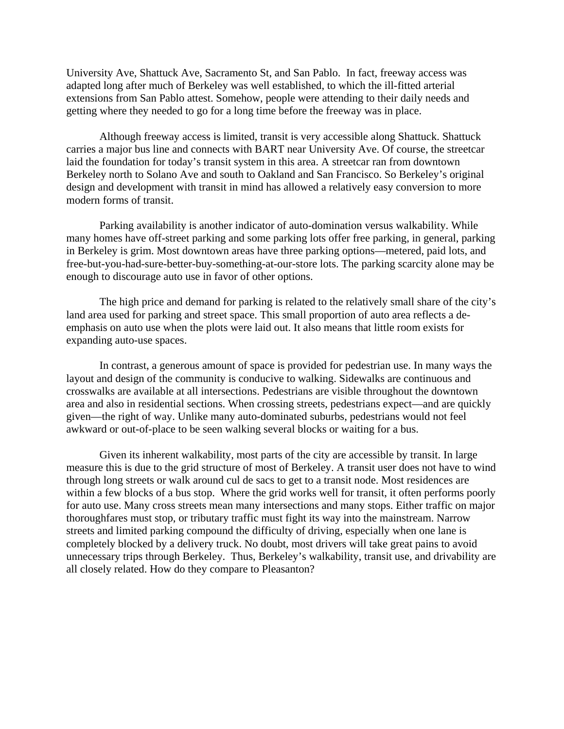University Ave, Shattuck Ave, Sacramento St, and San Pablo. In fact, freeway access was adapted long after much of Berkeley was well established, to which the ill-fitted arterial extensions from San Pablo attest. Somehow, people were attending to their daily needs and getting where they needed to go for a long time before the freeway was in place.

Although freeway access is limited, transit is very accessible along Shattuck. Shattuck carries a major bus line and connects with BART near University Ave. Of course, the streetcar laid the foundation for today's transit system in this area. A streetcar ran from downtown Berkeley north to Solano Ave and south to Oakland and San Francisco. So Berkeley's original design and development with transit in mind has allowed a relatively easy conversion to more modern forms of transit.

Parking availability is another indicator of auto-domination versus walkability. While many homes have off-street parking and some parking lots offer free parking, in general, parking in Berkeley is grim. Most downtown areas have three parking options—metered, paid lots, and free-but-you-had-sure-better-buy-something-at-our-store lots. The parking scarcity alone may be enough to discourage auto use in favor of other options.

The high price and demand for parking is related to the relatively small share of the city's land area used for parking and street space. This small proportion of auto area reflects a de-emphasis on auto use when the plots were laid out. It also means that little room exists for expanding auto-use spaces.

In contrast, a generous amount of space is provided for pedestrian use. In many ways the layout and design of the community is conducive to walking. Sidewalks are continuous and crosswalks are available at all intersections. Pedestrians are visible throughout the downtown area and also in residential sections. When crossing streets, pedestrians expect—and are quickly given—the right of way. Unlike many auto-dominated suburbs, pedestrians would not feel awkward or out-of-place to be seen walking several blocks or waiting for a bus.

Given its inherent walkability, most parts of the city are accessible by transit. In large measure this is due to the grid structure of most of Berkeley. A transit user does not have to wind through long streets or walk around cul de sacs to get to a transit node. Most residences are within a few blocks of a bus stop. Where the grid works well for transit, it often performs poorly for auto use. Many cross streets mean many intersections and many stops. Either traffic on major thoroughfares must stop, or tributary traffic must fight its way into the mainstream. Narrow streets and limited parking compound the difficulty of driving, especially when one lane is completely blocked by a delivery truck. No doubt, most drivers will take great pains to avoid unnecessary trips through Berkeley. Thus, Berkeley's walkability, transit use, and drivability are all closely related. How do they compare to Pleasanton?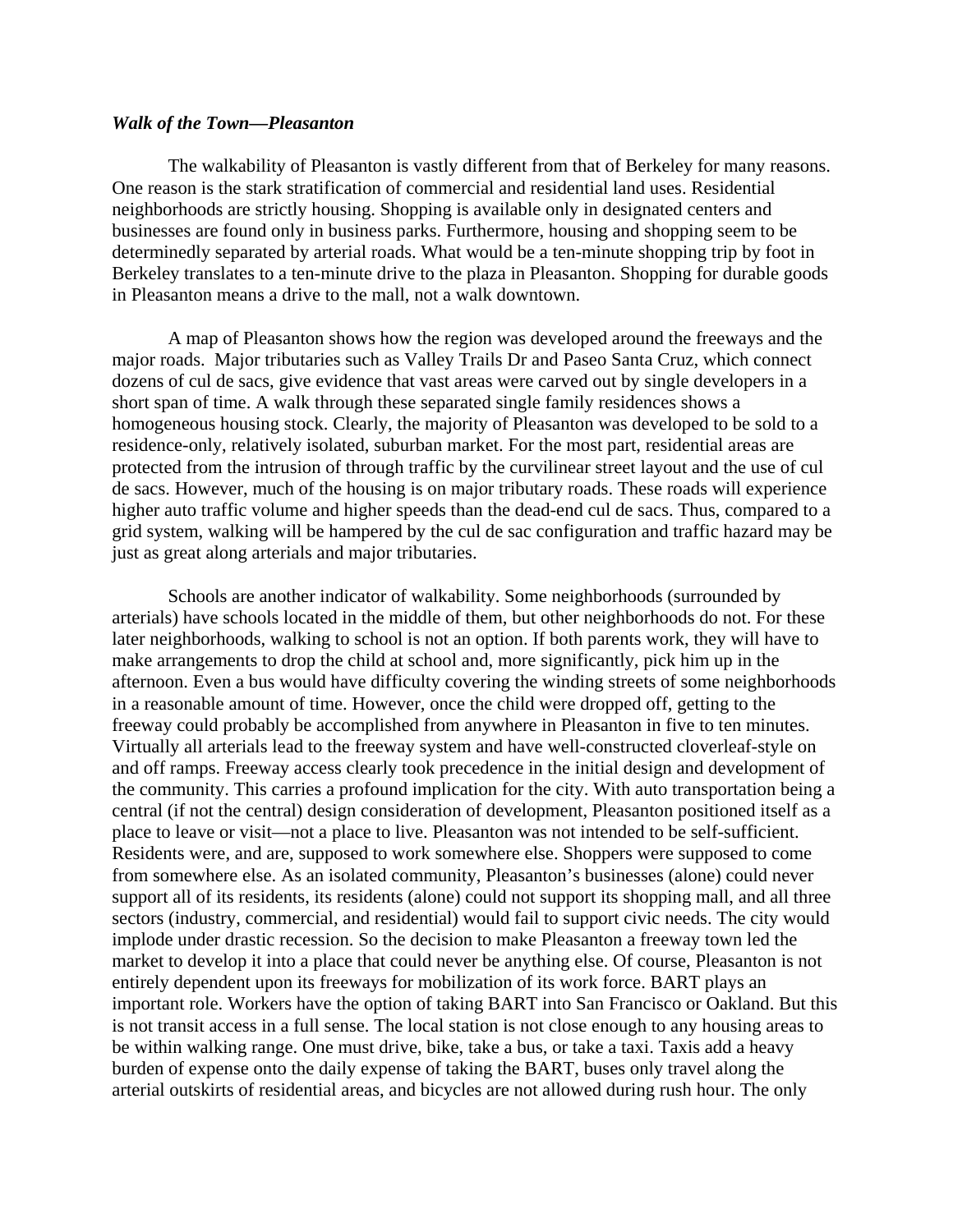***Walk of the Town—Pleasanton***

The walkability of Pleasanton is vastly different from that of Berkeley for many reasons. One reason is the stark stratification of commercial and residential land uses. Residential neighborhoods are strictly housing. Shopping is available only in designated centers and businesses are found only in business parks. Furthermore, housing and shopping seem to be determinedly separated by arterial roads. What would be a ten-minute shopping trip by foot in Berkeley translates to a ten-minute drive to the plaza in Pleasanton. Shopping for durable goods in Pleasanton means a drive to the mall, not a walk downtown.

A map of Pleasanton shows how the region was developed around the freeways and the major roads. Major tributaries such as Valley Trails Dr and Paseo Santa Cruz, which connect dozens of cul de sacs, give evidence that vast areas were carved out by single developers in a short span of time. A walk through these separated single family residences shows a homogeneous housing stock. Clearly, the majority of Pleasanton was developed to be sold to a residence-only, relatively isolated, suburban market. For the most part, residential areas are protected from the intrusion of through traffic by the curvilinear street layout and the use of cul de sacs. However, much of the housing is on major tributary roads. These roads will experience higher auto traffic volume and higher speeds than the dead-end cul de sacs. Thus, compared to a grid system, walking will be hampered by the cul de sac configuration and traffic hazard may be just as great along arterials and major tributaries.

Schools are another indicator of walkability. Some neighborhoods (surrounded by arterials) have schools located in the middle of them, but other neighborhoods do not. For these later neighborhoods, walking to school is not an option. If both parents work, they will have to make arrangements to drop the child at school and, more significantly, pick him up in the afternoon. Even a bus would have difficulty covering the winding streets of some neighborhoods in a reasonable amount of time. However, once the child were dropped off, getting to the freeway could probably be accomplished from anywhere in Pleasanton in five to ten minutes. Virtually all arterials lead to the freeway system and have well-constructed cloverleaf-style on and off ramps. Freeway access clearly took precedence in the initial design and development of the community. This carries a profound implication for the city. With auto transportation being a central (if not the central) design consideration of development, Pleasanton positioned itself as a place to leave or visit—not a place to live. Pleasanton was not intended to be self-sufficient. Residents were, and are, supposed to work somewhere else. Shoppers were supposed to come from somewhere else. As an isolated community, Pleasanton's businesses (alone) could never support all of its residents, its residents (alone) could not support its shopping mall, and all three sectors (industry, commercial, and residential) would fail to support civic needs. The city would implode under drastic recession. So the decision to make Pleasanton a freeway town led the market to develop it into a place that could never be anything else. Of course, Pleasanton is not entirely dependent upon its freeways for mobilization of its work force. BART plays an important role. Workers have the option of taking BART into San Francisco or Oakland. But this is not transit access in a full sense. The local station is not close enough to any housing areas to be within walking range. One must drive, bike, take a bus, or take a taxi. Taxis add a heavy burden of expense onto the daily expense of taking the BART, buses only travel along the arterial outskirts of residential areas, and bicycles are not allowed during rush hour. The only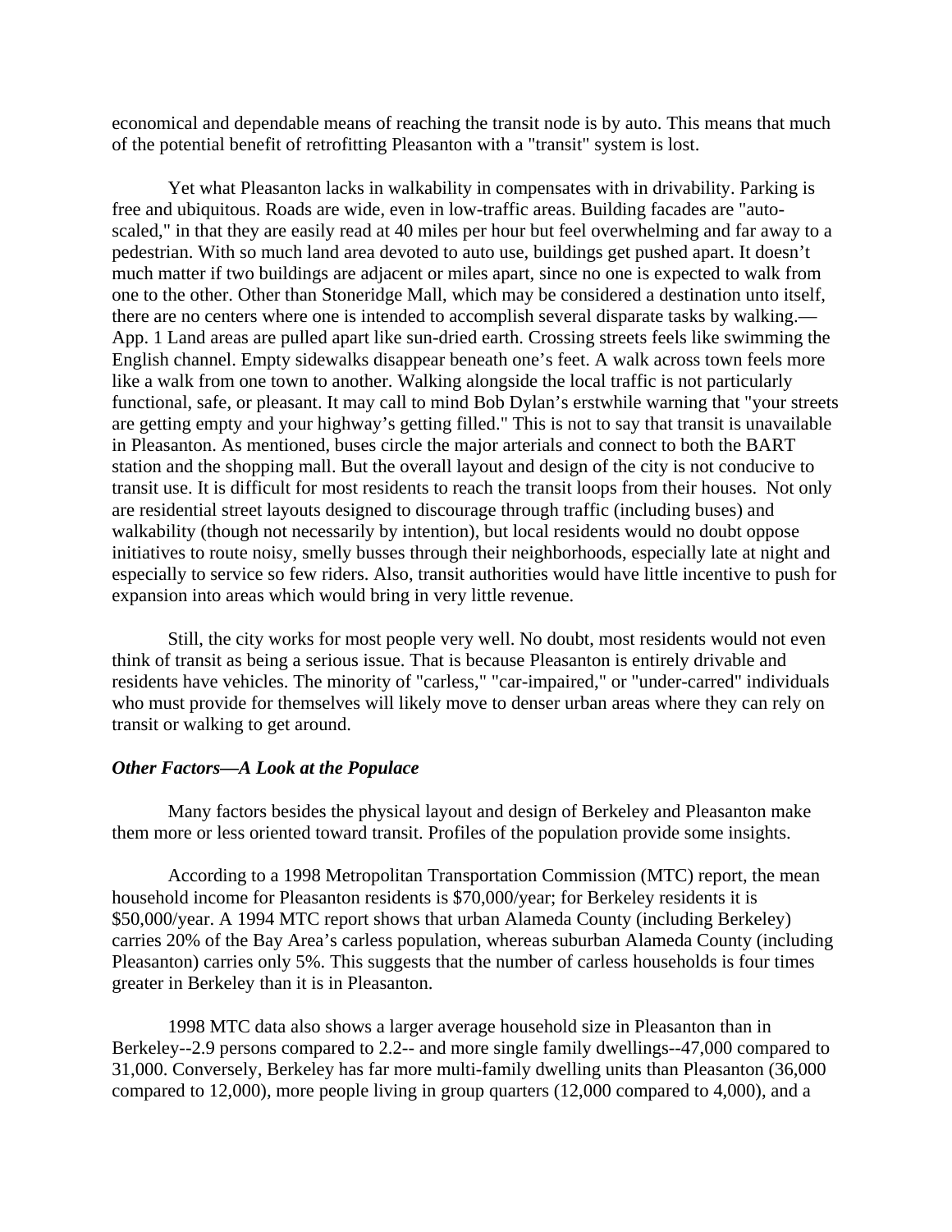economical and dependable means of reaching the transit node is by auto. This means that much of the potential benefit of retrofitting Pleasanton with a "transit" system is lost.

Yet what Pleasanton lacks in walkability in compensates with in drivability. Parking is free and ubiquitous. Roads are wide, even in low-traffic areas. Building facades are "auto-scaled," in that they are easily read at 40 miles per hour but feel overwhelming and far away to a pedestrian. With so much land area devoted to auto use, buildings get pushed apart. It doesn't much matter if two buildings are adjacent or miles apart, since no one is expected to walk from one to the other. Other than Stoneridge Mall, which may be considered a destination unto itself, there are no centers where one is intended to accomplish several disparate tasks by walking.—App. 1 Land areas are pulled apart like sun-dried earth. Crossing streets feels like swimming the English channel. Empty sidewalks disappear beneath one's feet. A walk across town feels more like a walk from one town to another. Walking alongside the local traffic is not particularly functional, safe, or pleasant. It may call to mind Bob Dylan's erstwhile warning that "your streets are getting empty and your highway's getting filled." This is not to say that transit is unavailable in Pleasanton. As mentioned, buses circle the major arterials and connect to both the BART station and the shopping mall. But the overall layout and design of the city is not conducive to transit use. It is difficult for most residents to reach the transit loops from their houses. Not only are residential street layouts designed to discourage through traffic (including buses) and walkability (though not necessarily by intention), but local residents would no doubt oppose initiatives to route noisy, smelly busses through their neighborhoods, especially late at night and especially to service so few riders. Also, transit authorities would have little incentive to push for expansion into areas which would bring in very little revenue.

Still, the city works for most people very well. No doubt, most residents would not even think of transit as being a serious issue. That is because Pleasanton is entirely drivable and residents have vehicles. The minority of "carless," "car-impaired," or "under-carred" individuals who must provide for themselves will likely move to denser urban areas where they can rely on transit or walking to get around.

### *Other Factors—A Look at the Populace*

Many factors besides the physical layout and design of Berkeley and Pleasanton make them more or less oriented toward transit. Profiles of the population provide some insights.

According to a 1998 Metropolitan Transportation Commission (MTC) report, the mean household income for Pleasanton residents is $70,000/year; for Berkeley residents it is $50,000/year. A 1994 MTC report shows that urban Alameda County (including Berkeley) carries 20% of the Bay Area's carless population, whereas suburban Alameda County (including Pleasanton) carries only 5%. This suggests that the number of carless households is four times greater in Berkeley than it is in Pleasanton.

1998 MTC data also shows a larger average household size in Pleasanton than in Berkeley--2.9 persons compared to 2.2-- and more single family dwellings--47,000 compared to 31,000. Conversely, Berkeley has far more multi-family dwelling units than Pleasanton (36,000 compared to 12,000), more people living in group quarters (12,000 compared to 4,000), and a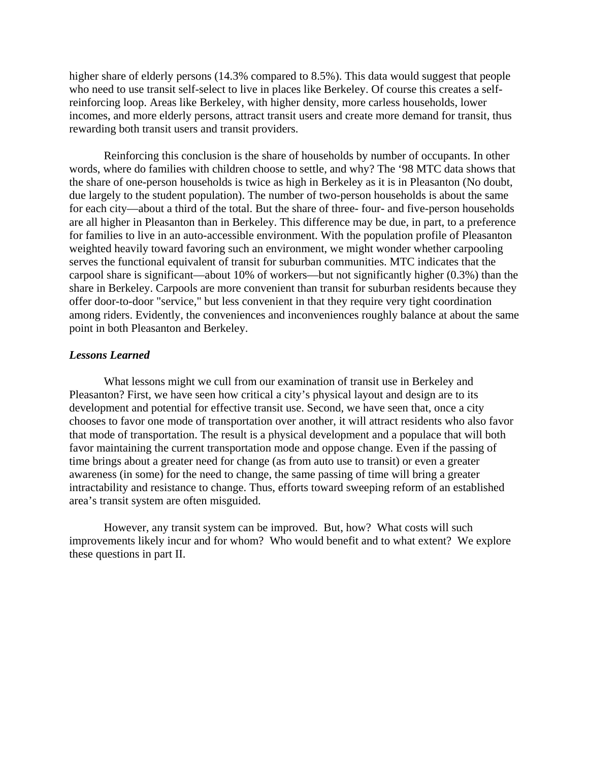higher share of elderly persons (14.3% compared to 8.5%). This data would suggest that people who need to use transit self-select to live in places like Berkeley. Of course this creates a self-reinforcing loop. Areas like Berkeley, with higher density, more carless households, lower incomes, and more elderly persons, attract transit users and create more demand for transit, thus rewarding both transit users and transit providers.

Reinforcing this conclusion is the share of households by number of occupants. In other words, where do families with children choose to settle, and why? The '98 MTC data shows that the share of one-person households is twice as high in Berkeley as it is in Pleasanton (No doubt, due largely to the student population). The number of two-person households is about the same for each city—about a third of the total. But the share of three- four- and five-person households are all higher in Pleasanton than in Berkeley. This difference may be due, in part, to a preference for families to live in an auto-accessible environment. With the population profile of Pleasanton weighted heavily toward favoring such an environment, we might wonder whether carpooling serves the functional equivalent of transit for suburban communities. MTC indicates that the carpool share is significant—about 10% of workers—but not significantly higher (0.3%) than the share in Berkeley. Carpools are more convenient than transit for suburban residents because they offer door-to-door "service," but less convenient in that they require very tight coordination among riders. Evidently, the conveniences and inconveniences roughly balance at about the same point in both Pleasanton and Berkeley.

***Lessons Learned***

What lessons might we cull from our examination of transit use in Berkeley and Pleasanton? First, we have seen how critical a city's physical layout and design are to its development and potential for effective transit use. Second, we have seen that, once a city chooses to favor one mode of transportation over another, it will attract residents who also favor that mode of transportation. The result is a physical development and a populace that will both favor maintaining the current transportation mode and oppose change. Even if the passing of time brings about a greater need for change (as from auto use to transit) or even a greater awareness (in some) for the need to change, the same passing of time will bring a greater intractability and resistance to change. Thus, efforts toward sweeping reform of an established area's transit system are often misguided.

However, any transit system can be improved. But, how? What costs will such improvements likely incur and for whom? Who would benefit and to what extent? We explore these questions in part II.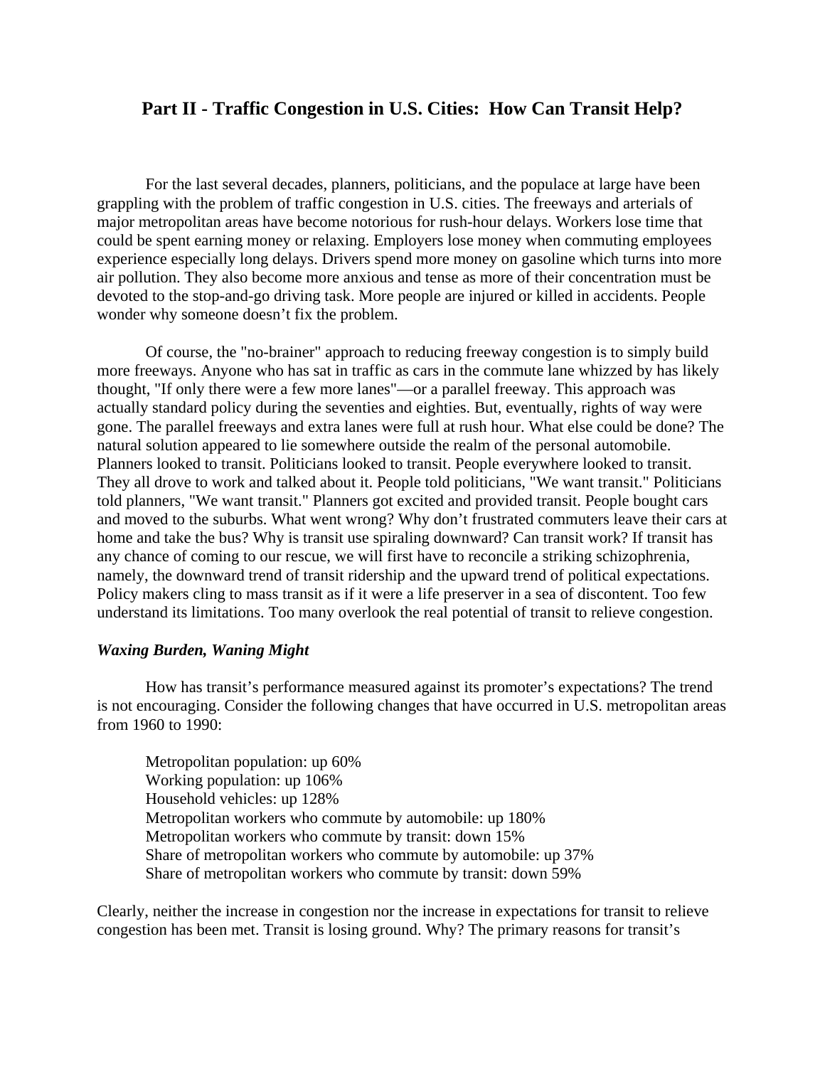## Part II - Traffic Congestion in U.S. Cities: How Can Transit Help?

For the last several decades, planners, politicians, and the populace at large have been grappling with the problem of traffic congestion in U.S. cities. The freeways and arterials of major metropolitan areas have become notorious for rush-hour delays. Workers lose time that could be spent earning money or relaxing. Employers lose money when commuting employees experience especially long delays. Drivers spend more money on gasoline which turns into more air pollution. They also become more anxious and tense as more of their concentration must be devoted to the stop-and-go driving task. More people are injured or killed in accidents. People wonder why someone doesn't fix the problem.

Of course, the "no-brainer" approach to reducing freeway congestion is to simply build more freeways. Anyone who has sat in traffic as cars in the commute lane whizzed by has likely thought, "If only there were a few more lanes"—or a parallel freeway. This approach was actually standard policy during the seventies and eighties. But, eventually, rights of way were gone. The parallel freeways and extra lanes were full at rush hour. What else could be done? The natural solution appeared to lie somewhere outside the realm of the personal automobile. Planners looked to transit. Politicians looked to transit. People everywhere looked to transit. They all drove to work and talked about it. People told politicians, "We want transit." Politicians told planners, "We want transit." Planners got excited and provided transit. People bought cars and moved to the suburbs. What went wrong? Why don't frustrated commuters leave their cars at home and take the bus? Why is transit use spiraling downward? Can transit work? If transit has any chance of coming to our rescue, we will first have to reconcile a striking schizophrenia, namely, the downward trend of transit ridership and the upward trend of political expectations. Policy makers cling to mass transit as if it were a life preserver in a sea of discontent. Too few understand its limitations. Too many overlook the real potential of transit to relieve congestion.

### *Waxing Burden, Waning Might*

How has transit's performance measured against its promoter's expectations? The trend is not encouraging. Consider the following changes that have occurred in U.S. metropolitan areas from 1960 to 1990:

Metropolitan population: up 60%
Working population: up 106%
Household vehicles: up 128%
Metropolitan workers who commute by automobile: up 180%
Metropolitan workers who commute by transit: down 15%
Share of metropolitan workers who commute by automobile: up 37%
Share of metropolitan workers who commute by transit: down 59%

Clearly, neither the increase in congestion nor the increase in expectations for transit to relieve congestion has been met. Transit is losing ground. Why? The primary reasons for transit's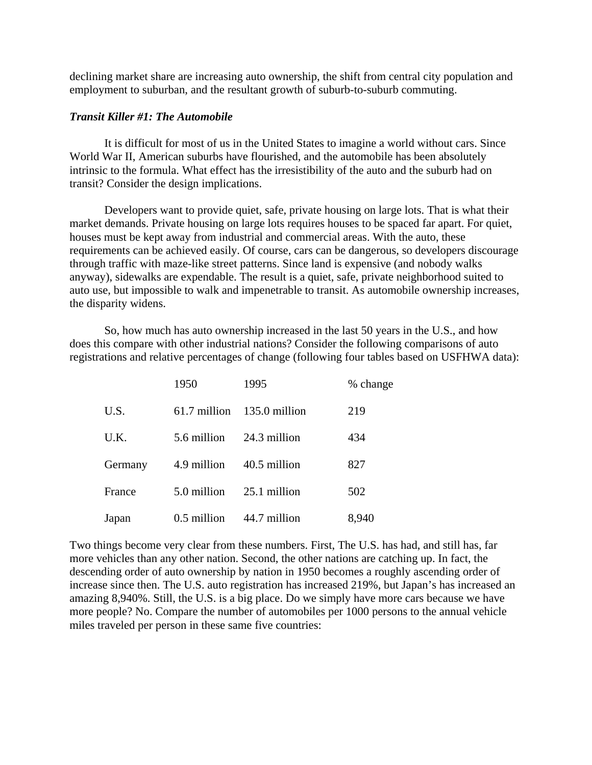declining market share are increasing auto ownership, the shift from central city population and employment to suburban, and the resultant growth of suburb-to-suburb commuting.

***Transit Killer #1: The Automobile***

It is difficult for most of us in the United States to imagine a world without cars. Since World War II, American suburbs have flourished, and the automobile has been absolutely intrinsic to the formula. What effect has the irresistibility of the auto and the suburb had on transit? Consider the design implications.

Developers want to provide quiet, safe, private housing on large lots. That is what their market demands. Private housing on large lots requires houses to be spaced far apart. For quiet, houses must be kept away from industrial and commercial areas. With the auto, these requirements can be achieved easily. Of course, cars can be dangerous, so developers discourage through traffic with maze-like street patterns. Since land is expensive (and nobody walks anyway), sidewalks are expendable. The result is a quiet, safe, private neighborhood suited to auto use, but impossible to walk and impenetrable to transit. As automobile ownership increases, the disparity widens.

So, how much has auto ownership increased in the last 50 years in the U.S., and how does this compare with other industrial nations? Consider the following comparisons of auto registrations and relative percentages of change (following four tables based on USFHWA data):

| | 1950 | 1995 | % change |
|---|---|---|---|
| U.S. | 61.7 million | 135.0 million | 219 |
| U.K. | 5.6 million | 24.3 million | 434 |
| Germany | 4.9 million | 40.5 million | 827 |
| France | 5.0 million | 25.1 million | 502 |
| Japan | 0.5 million | 44.7 million | 8,940 |

Two things become very clear from these numbers. First, The U.S. has had, and still has, far more vehicles than any other nation. Second, the other nations are catching up. In fact, the descending order of auto ownership by nation in 1950 becomes a roughly ascending order of increase since then. The U.S. auto registration has increased 219%, but Japan's has increased an amazing 8,940%. Still, the U.S. is a big place. Do we simply have more cars because we have more people? No. Compare the number of automobiles per 1000 persons to the annual vehicle miles traveled per person in these same five countries: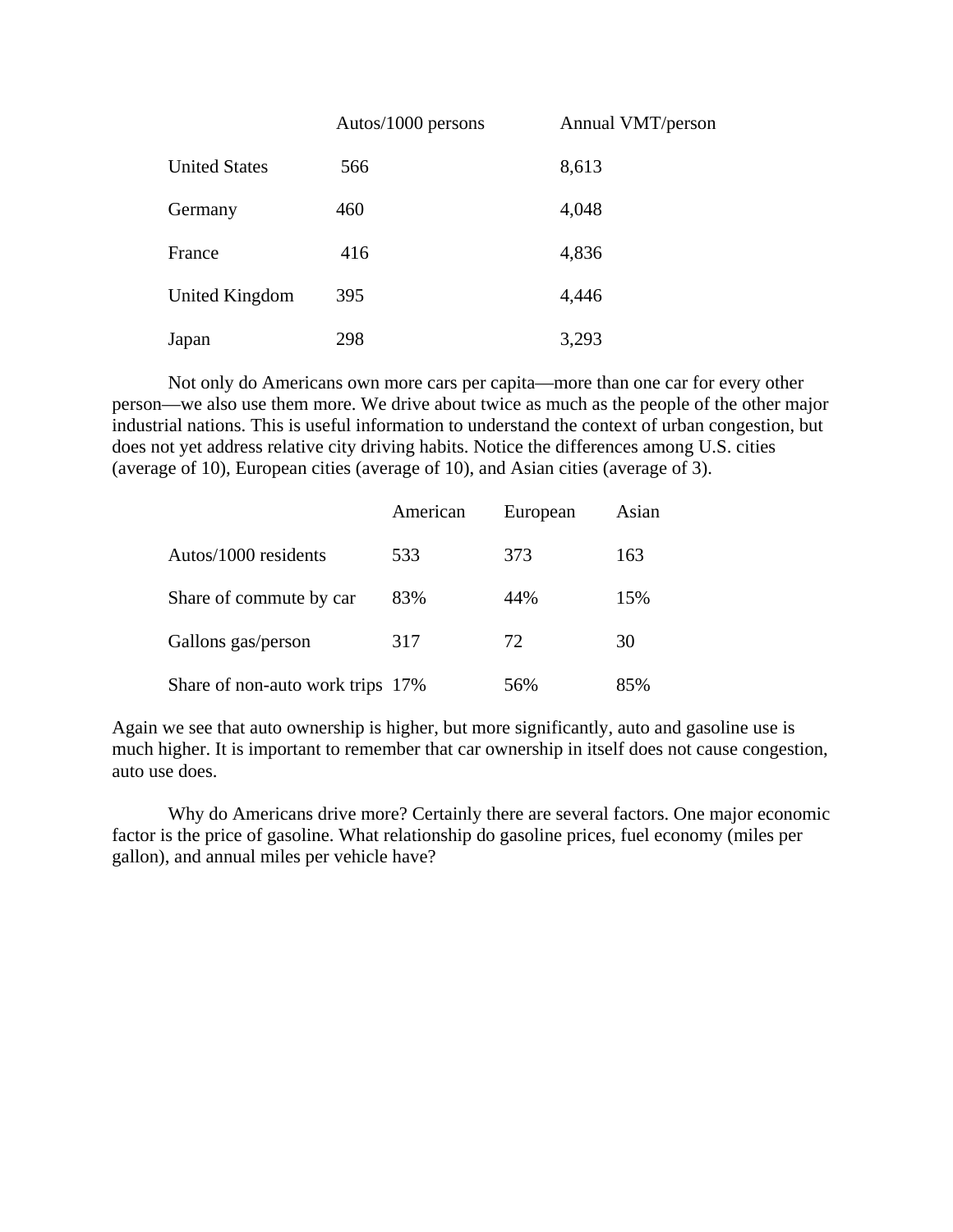| | Autos/1000 persons | Annual VMT/person |
|---|---|---|
| United States | 566 | 8,613 |
| Germany | 460 | 4,048 |
| France | 416 | 4,836 |
| United Kingdom | 395 | 4,446 |
| Japan | 298 | 3,293 |

Not only do Americans own more cars per capita—more than one car for every other person—we also use them more. We drive about twice as much as the people of the other major industrial nations. This is useful information to understand the context of urban congestion, but does not yet address relative city driving habits. Notice the differences among U.S. cities (average of 10), European cities (average of 10), and Asian cities (average of 3).

| | American | European | Asian |
|---|---|---|---|
| Autos/1000 residents | 533 | 373 | 163 |
| Share of commute by car | 83% | 44% | 15% |
| Gallons gas/person | 317 | 72 | 30 |
| Share of non-auto work trips | 17% | 56% | 85% |

Again we see that auto ownership is higher, but more significantly, auto and gasoline use is much higher. It is important to remember that car ownership in itself does not cause congestion, auto use does.

Why do Americans drive more? Certainly there are several factors. One major economic factor is the price of gasoline. What relationship do gasoline prices, fuel economy (miles per gallon), and annual miles per vehicle have?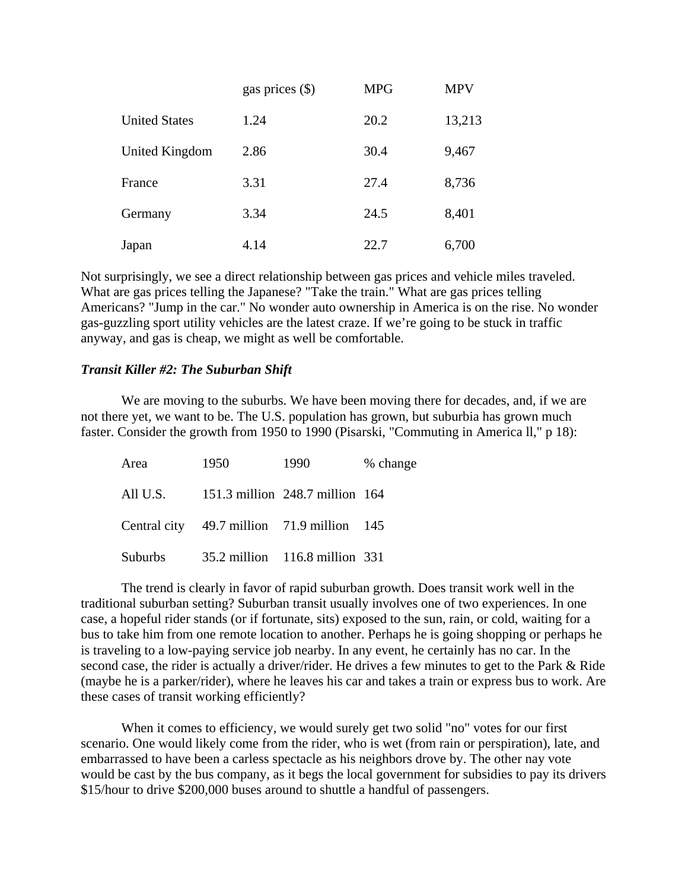| | gas prices ($) | MPG | MPV |
|---|---|---|---|
| United States | 1.24 | 20.2 | 13,213 |
| United Kingdom | 2.86 | 30.4 | 9,467 |
| France | 3.31 | 27.4 | 8,736 |
| Germany | 3.34 | 24.5 | 8,401 |
| Japan | 4.14 | 22.7 | 6,700 |

Not surprisingly, we see a direct relationship between gas prices and vehicle miles traveled. What are gas prices telling the Japanese? "Take the train." What are gas prices telling Americans? "Jump in the car." No wonder auto ownership in America is on the rise. No wonder gas-guzzling sport utility vehicles are the latest craze. If we're going to be stuck in traffic anyway, and gas is cheap, we might as well be comfortable.

***Transit Killer #2: The Suburban Shift***

We are moving to the suburbs. We have been moving there for decades, and, if we are not there yet, we want to be. The U.S. population has grown, but suburbia has grown much faster. Consider the growth from 1950 to 1990 (Pisarski, "Commuting in America ll," p 18):

| Area | 1950 | 1990 | % change |
|---|---|---|---|
| All U.S. | 151.3 million | 248.7 million | 164 |
| Central city | 49.7 million | 71.9 million | 145 |
| Suburbs | 35.2 million | 116.8 million | 331 |

The trend is clearly in favor of rapid suburban growth. Does transit work well in the traditional suburban setting? Suburban transit usually involves one of two experiences. In one case, a hopeful rider stands (or if fortunate, sits) exposed to the sun, rain, or cold, waiting for a bus to take him from one remote location to another. Perhaps he is going shopping or perhaps he is traveling to a low-paying service job nearby. In any event, he certainly has no car. In the second case, the rider is actually a driver/rider. He drives a few minutes to get to the Park & Ride (maybe he is a parker/rider), where he leaves his car and takes a train or express bus to work. Are these cases of transit working efficiently?

When it comes to efficiency, we would surely get two solid "no" votes for our first scenario. One would likely come from the rider, who is wet (from rain or perspiration), late, and embarrassed to have been a carless spectacle as his neighbors drove by. The other nay vote would be cast by the bus company, as it begs the local government for subsidies to pay its drivers $15/hour to drive $200,000 buses around to shuttle a handful of passengers.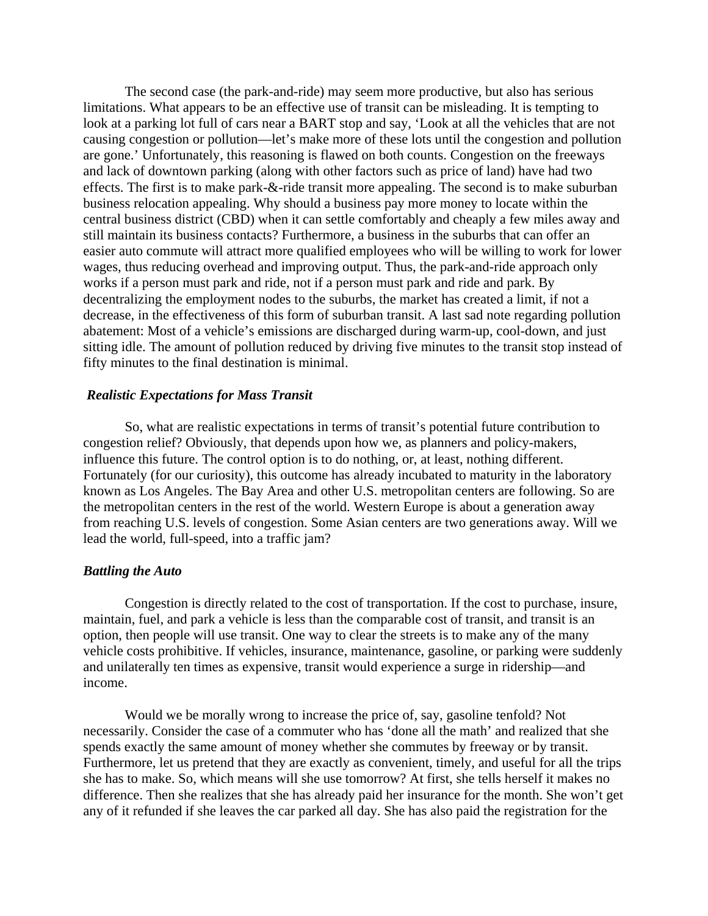The second case (the park-and-ride) may seem more productive, but also has serious limitations. What appears to be an effective use of transit can be misleading. It is tempting to look at a parking lot full of cars near a BART stop and say, 'Look at all the vehicles that are not causing congestion or pollution—let's make more of these lots until the congestion and pollution are gone.' Unfortunately, this reasoning is flawed on both counts. Congestion on the freeways and lack of downtown parking (along with other factors such as price of land) have had two effects. The first is to make park-&-ride transit more appealing. The second is to make suburban business relocation appealing. Why should a business pay more money to locate within the central business district (CBD) when it can settle comfortably and cheaply a few miles away and still maintain its business contacts? Furthermore, a business in the suburbs that can offer an easier auto commute will attract more qualified employees who will be willing to work for lower wages, thus reducing overhead and improving output. Thus, the park-and-ride approach only works if a person must park and ride, not if a person must park and ride and park. By decentralizing the employment nodes to the suburbs, the market has created a limit, if not a decrease, in the effectiveness of this form of suburban transit. A last sad note regarding pollution abatement: Most of a vehicle's emissions are discharged during warm-up, cool-down, and just sitting idle. The amount of pollution reduced by driving five minutes to the transit stop instead of fifty minutes to the final destination is minimal.

### *Realistic Expectations for Mass Transit*

So, what are realistic expectations in terms of transit's potential future contribution to congestion relief? Obviously, that depends upon how we, as planners and policy-makers, influence this future. The control option is to do nothing, or, at least, nothing different. Fortunately (for our curiosity), this outcome has already incubated to maturity in the laboratory known as Los Angeles. The Bay Area and other U.S. metropolitan centers are following. So are the metropolitan centers in the rest of the world. Western Europe is about a generation away from reaching U.S. levels of congestion. Some Asian centers are two generations away. Will we lead the world, full-speed, into a traffic jam?

### *Battling the Auto*

Congestion is directly related to the cost of transportation. If the cost to purchase, insure, maintain, fuel, and park a vehicle is less than the comparable cost of transit, and transit is an option, then people will use transit. One way to clear the streets is to make any of the many vehicle costs prohibitive. If vehicles, insurance, maintenance, gasoline, or parking were suddenly and unilaterally ten times as expensive, transit would experience a surge in ridership—and income.

Would we be morally wrong to increase the price of, say, gasoline tenfold? Not necessarily. Consider the case of a commuter who has 'done all the math' and realized that she spends exactly the same amount of money whether she commutes by freeway or by transit. Furthermore, let us pretend that they are exactly as convenient, timely, and useful for all the trips she has to make. So, which means will she use tomorrow? At first, she tells herself it makes no difference. Then she realizes that she has already paid her insurance for the month. She won't get any of it refunded if she leaves the car parked all day. She has also paid the registration for the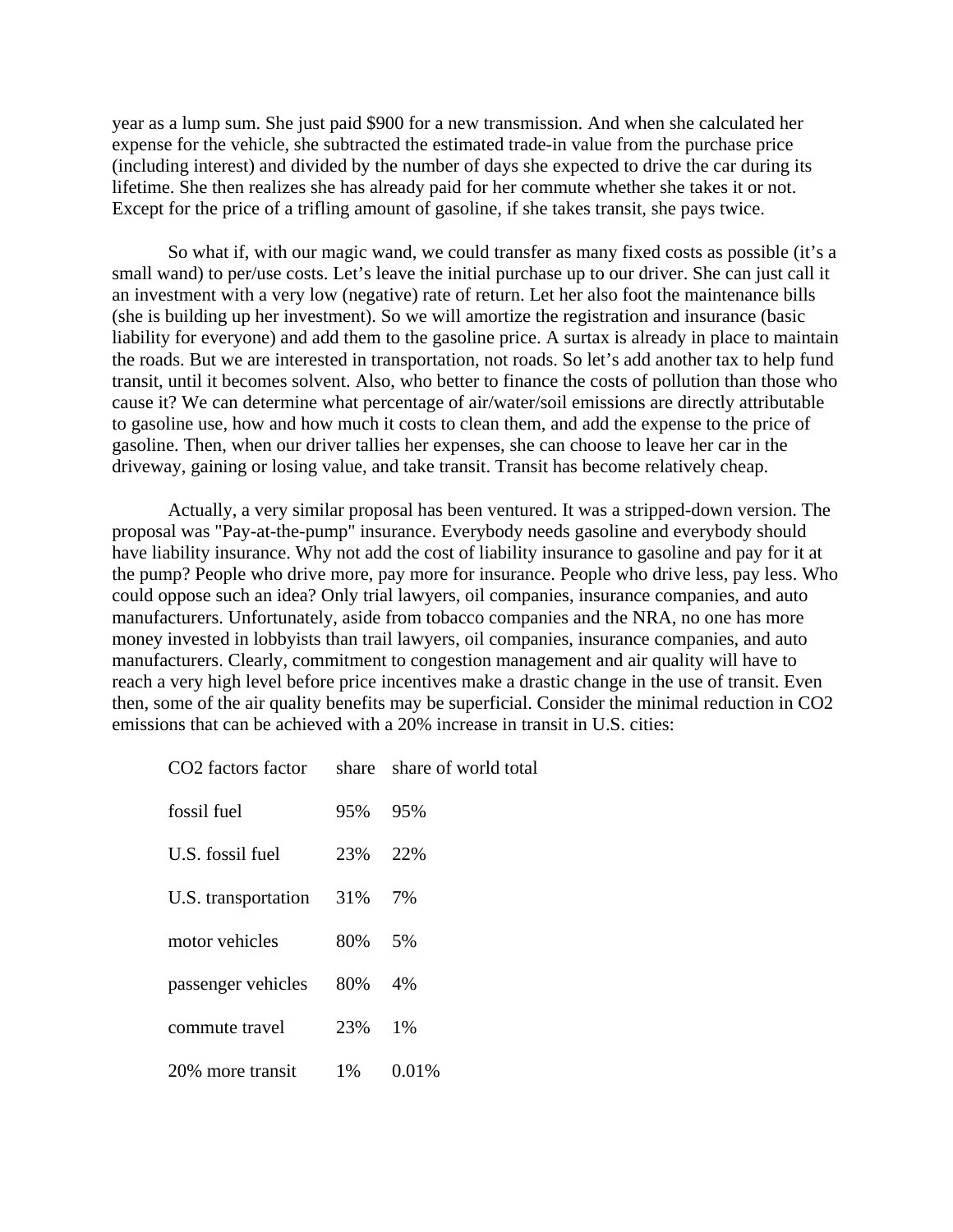year as a lump sum. She just paid $900 for a new transmission. And when she calculated her expense for the vehicle, she subtracted the estimated trade-in value from the purchase price (including interest) and divided by the number of days she expected to drive the car during its lifetime. She then realizes she has already paid for her commute whether she takes it or not. Except for the price of a trifling amount of gasoline, if she takes transit, she pays twice.

So what if, with our magic wand, we could transfer as many fixed costs as possible (it's a small wand) to per/use costs. Let's leave the initial purchase up to our driver. She can just call it an investment with a very low (negative) rate of return. Let her also foot the maintenance bills (she is building up her investment). So we will amortize the registration and insurance (basic liability for everyone) and add them to the gasoline price. A surtax is already in place to maintain the roads. But we are interested in transportation, not roads. So let's add another tax to help fund transit, until it becomes solvent. Also, who better to finance the costs of pollution than those who cause it? We can determine what percentage of air/water/soil emissions are directly attributable to gasoline use, how and how much it costs to clean them, and add the expense to the price of gasoline. Then, when our driver tallies her expenses, she can choose to leave her car in the driveway, gaining or losing value, and take transit. Transit has become relatively cheap.

Actually, a very similar proposal has been ventured. It was a stripped-down version. The proposal was "Pay-at-the-pump" insurance. Everybody needs gasoline and everybody should have liability insurance. Why not add the cost of liability insurance to gasoline and pay for it at the pump? People who drive more, pay more for insurance. People who drive less, pay less. Who could oppose such an idea? Only trial lawyers, oil companies, insurance companies, and auto manufacturers. Unfortunately, aside from tobacco companies and the NRA, no one has more money invested in lobbyists than trail lawyers, oil companies, insurance companies, and auto manufacturers. Clearly, commitment to congestion management and air quality will have to reach a very high level before price incentives make a drastic change in the use of transit. Even then, some of the air quality benefits may be superficial. Consider the minimal reduction in $CO_2$ emissions that can be achieved with a 20% increase in transit in U.S. cities:

| $CO_2$ factors factor | share | share of world total |
|---|---|---|
| fossil fuel | 95% | 95% |
| U.S. fossil fuel | 23% | 22% |
| U.S. transportation | 31% | 7% |
| motor vehicles | 80% | 5% |
| passenger vehicles | 80% | 4% |
| commute travel | 23% | 1% |
| 20% more transit | 1% | 0.01% |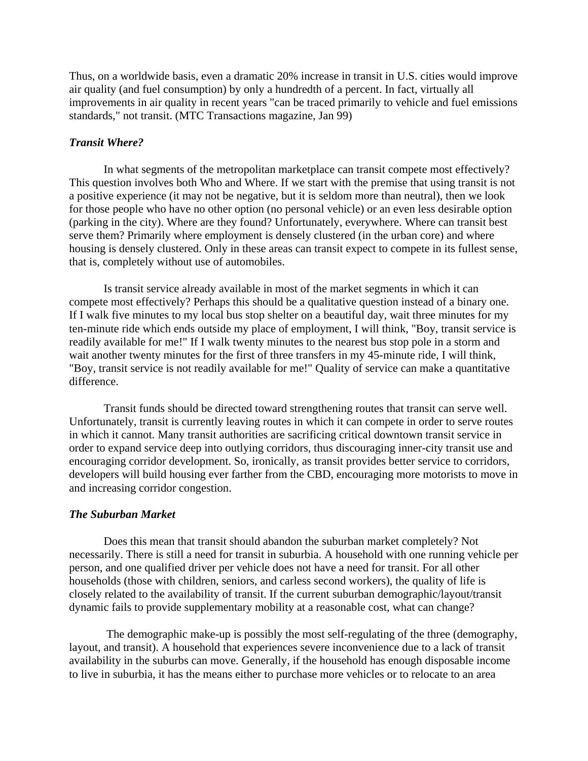Thus, on a worldwide basis, even a dramatic 20% increase in transit in U.S. cities would improve air quality (and fuel consumption) by only a hundredth of a percent. In fact, virtually all improvements in air quality in recent years "can be traced primarily to vehicle and fuel emissions standards," not transit. (MTC Transactions magazine, Jan 99)

### *Transit Where?*

In what segments of the metropolitan marketplace can transit compete most effectively? This question involves both Who and Where. If we start with the premise that using transit is not a positive experience (it may not be negative, but it is seldom more than neutral), then we look for those people who have no other option (no personal vehicle) or an even less desirable option (parking in the city). Where are they found? Unfortunately, everywhere. Where can transit best serve them? Primarily where employment is densely clustered (in the urban core) and where housing is densely clustered. Only in these areas can transit expect to compete in its fullest sense, that is, completely without use of automobiles.

Is transit service already available in most of the market segments in which it can compete most effectively? Perhaps this should be a qualitative question instead of a binary one. If I walk five minutes to my local bus stop shelter on a beautiful day, wait three minutes for my ten-minute ride which ends outside my place of employment, I will think, "Boy, transit service is readily available for me!" If I walk twenty minutes to the nearest bus stop pole in a storm and wait another twenty minutes for the first of three transfers in my 45-minute ride, I will think, "Boy, transit service is not readily available for me!" Quality of service can make a quantitative difference.

Transit funds should be directed toward strengthening routes that transit can serve well. Unfortunately, transit is currently leaving routes in which it can compete in order to serve routes in which it cannot. Many transit authorities are sacrificing critical downtown transit service in order to expand service deep into outlying corridors, thus discouraging inner-city transit use and encouraging corridor development. So, ironically, as transit provides better service to corridors, developers will build housing ever farther from the CBD, encouraging more motorists to move in and increasing corridor congestion.

### *The Suburban Market*

Does this mean that transit should abandon the suburban market completely? Not necessarily. There is still a need for transit in suburbia. A household with one running vehicle per person, and one qualified driver per vehicle does not have a need for transit. For all other households (those with children, seniors, and carless second workers), the quality of life is closely related to the availability of transit. If the current suburban demographic/layout/transit dynamic fails to provide supplementary mobility at a reasonable cost, what can change?

The demographic make-up is possibly the most self-regulating of the three (demography, layout, and transit). A household that experiences severe inconvenience due to a lack of transit availability in the suburbs can move. Generally, if the household has enough disposable income to live in suburbia, it has the means either to purchase more vehicles or to relocate to an area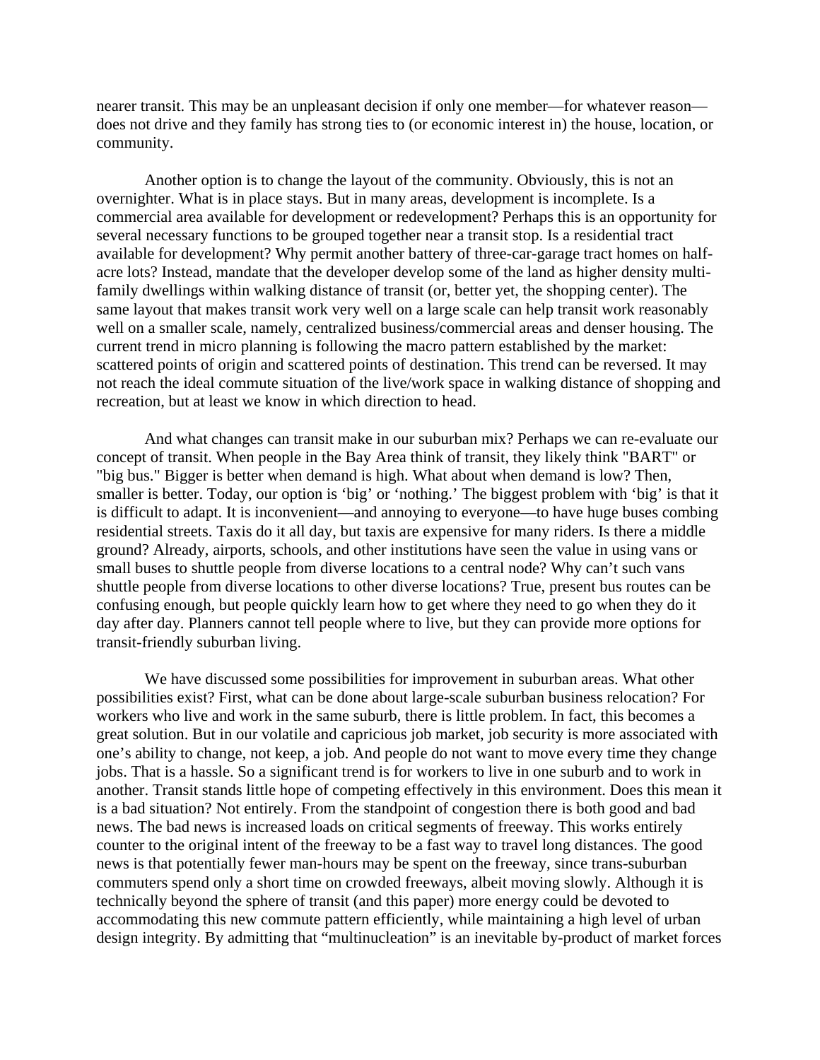nearer transit. This may be an unpleasant decision if only one member—for whatever reason—does not drive and they family has strong ties to (or economic interest in) the house, location, or community.

Another option is to change the layout of the community. Obviously, this is not an overnighter. What is in place stays. But in many areas, development is incomplete. Is a commercial area available for development or redevelopment? Perhaps this is an opportunity for several necessary functions to be grouped together near a transit stop. Is a residential tract available for development? Why permit another battery of three-car-garage tract homes on half-acre lots? Instead, mandate that the developer develop some of the land as higher density multi-family dwellings within walking distance of transit (or, better yet, the shopping center). The same layout that makes transit work very well on a large scale can help transit work reasonably well on a smaller scale, namely, centralized business/commercial areas and denser housing. The current trend in micro planning is following the macro pattern established by the market: scattered points of origin and scattered points of destination. This trend can be reversed. It may not reach the ideal commute situation of the live/work space in walking distance of shopping and recreation, but at least we know in which direction to head.

And what changes can transit make in our suburban mix? Perhaps we can re-evaluate our concept of transit. When people in the Bay Area think of transit, they likely think "BART" or "big bus." Bigger is better when demand is high. What about when demand is low? Then, smaller is better. Today, our option is 'big' or 'nothing.' The biggest problem with 'big' is that it is difficult to adapt. It is inconvenient—and annoying to everyone—to have huge buses combing residential streets. Taxis do it all day, but taxis are expensive for many riders. Is there a middle ground? Already, airports, schools, and other institutions have seen the value in using vans or small buses to shuttle people from diverse locations to a central node? Why can't such vans shuttle people from diverse locations to other diverse locations? True, present bus routes can be confusing enough, but people quickly learn how to get where they need to go when they do it day after day. Planners cannot tell people where to live, but they can provide more options for transit-friendly suburban living.

We have discussed some possibilities for improvement in suburban areas. What other possibilities exist? First, what can be done about large-scale suburban business relocation? For workers who live and work in the same suburb, there is little problem. In fact, this becomes a great solution. But in our volatile and capricious job market, job security is more associated with one's ability to change, not keep, a job. And people do not want to move every time they change jobs. That is a hassle. So a significant trend is for workers to live in one suburb and to work in another. Transit stands little hope of competing effectively in this environment. Does this mean it is a bad situation? Not entirely. From the standpoint of congestion there is both good and bad news. The bad news is increased loads on critical segments of freeway. This works entirely counter to the original intent of the freeway to be a fast way to travel long distances. The good news is that potentially fewer man-hours may be spent on the freeway, since trans-suburban commuters spend only a short time on crowded freeways, albeit moving slowly. Although it is technically beyond the sphere of transit (and this paper) more energy could be devoted to accommodating this new commute pattern efficiently, while maintaining a high level of urban design integrity. By admitting that "multinucleation" is an inevitable by-product of market forces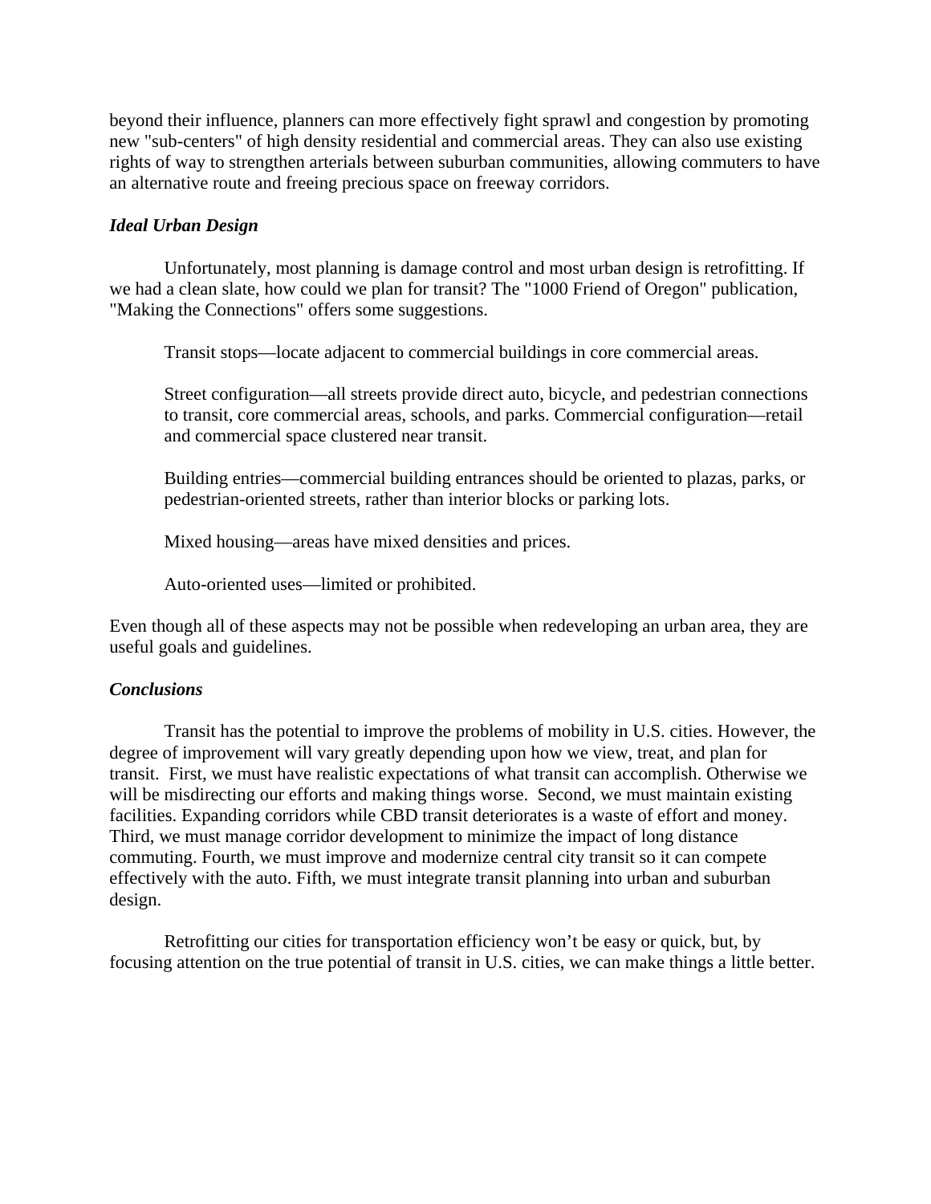beyond their influence, planners can more effectively fight sprawl and congestion by promoting new "sub-centers" of high density residential and commercial areas. They can also use existing rights of way to strengthen arterials between suburban communities, allowing commuters to have an alternative route and freeing precious space on freeway corridors.

### *Ideal Urban Design*

Unfortunately, most planning is damage control and most urban design is retrofitting. If we had a clean slate, how could we plan for transit? The "1000 Friend of Oregon" publication, "Making the Connections" offers some suggestions.

> Transit stops—locate adjacent to commercial buildings in core commercial areas.
>
> Street configuration—all streets provide direct auto, bicycle, and pedestrian connections to transit, core commercial areas, schools, and parks. Commercial configuration—retail and commercial space clustered near transit.
>
> Building entries—commercial building entrances should be oriented to plazas, parks, or pedestrian-oriented streets, rather than interior blocks or parking lots.
>
> Mixed housing—areas have mixed densities and prices.
>
> Auto-oriented uses—limited or prohibited.

Even though all of these aspects may not be possible when redeveloping an urban area, they are useful goals and guidelines.

### *Conclusions*

Transit has the potential to improve the problems of mobility in U.S. cities. However, the degree of improvement will vary greatly depending upon how we view, treat, and plan for transit. First, we must have realistic expectations of what transit can accomplish. Otherwise we will be misdirecting our efforts and making things worse. Second, we must maintain existing facilities. Expanding corridors while CBD transit deteriorates is a waste of effort and money. Third, we must manage corridor development to minimize the impact of long distance commuting. Fourth, we must improve and modernize central city transit so it can compete effectively with the auto. Fifth, we must integrate transit planning into urban and suburban design.

Retrofitting our cities for transportation efficiency won't be easy or quick, but, by focusing attention on the true potential of transit in U.S. cities, we can make things a little better.